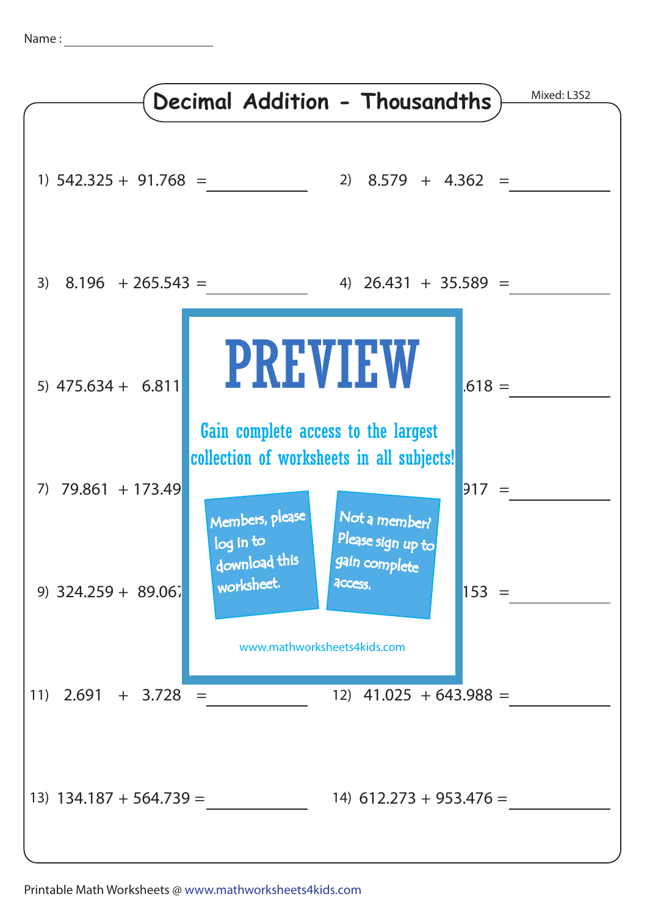Name : ____________________

# Decimal Addition - Thousandths

Mixed: L3S2

1) 542.325 + 91.768 = __________

2) 8.579 + 4.362 = __________

3) 8.196 + 265.543 = __________

4) 26.431 + 35.589 = __________

5) 475.634 + 6.811

.618 = __________

7) 79.861 + 173.49

917 = __________

9) 324.259 + 89.067

153 = __________

PREVIEW

Gain complete access to the largest collection of worksheets in all subjects!

Members, please log in to download this worksheet.

Not a member? Please sign up to gain complete access.

www.mathworksheets4kids.com

11) 2.691 + 3.728 = __________

12) 41.025 + 643.988 = __________

13) 134.187 + 564.739 = __________

14) 612.273 + 953.476 = __________

Printable Math Worksheets @ www.mathworksheets4kids.com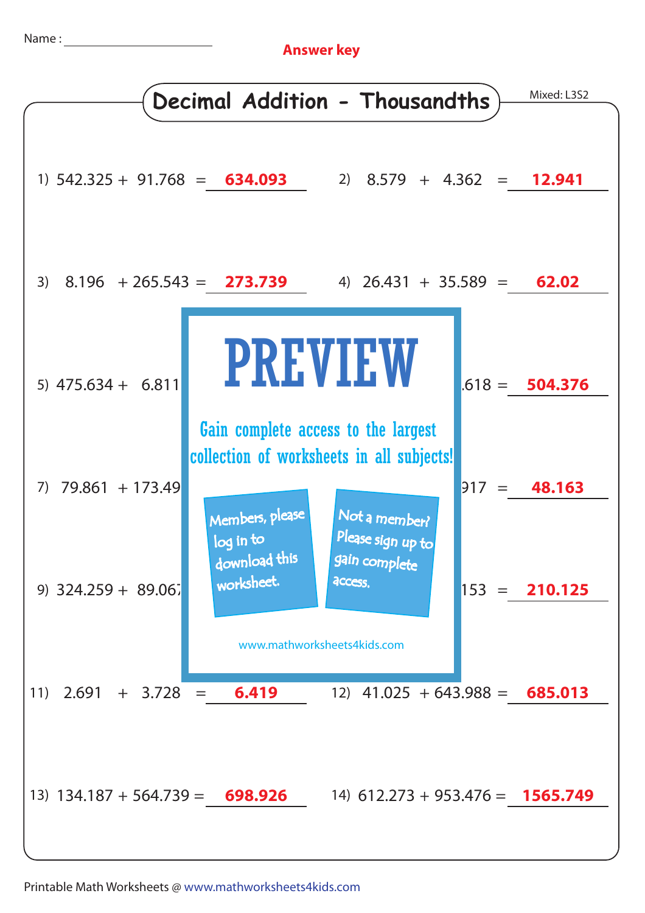Name : ______________________

**Answer key**

# Decimal Addition - Thousandths

Mixed: L3S2

1) 542.325 + 91.768 = **634.093**

2) 8.579 + 4.362 = **12.941**

3) 8.196 + 265.543 = **273.739**

4) 26.431 + 35.589 = **62.02**

5) 475.634 + 6.811

.618 = **504.376**

7) 79.861 + 173.49

917 = **48.163**

9) 324.259 + 89.067

153 = **210.125**

PREVIEW

Gain complete access to the largest collection of worksheets in all subjects!

Members, please log in to download this worksheet.

Not a member? Please sign up to gain complete access.

www.mathworksheets4kids.com

11) 2.691 + 3.728 = **6.419**

12) 41.025 + 643.988 = **685.013**

13) 134.187 + 564.739 = **698.926**

14) 612.273 + 953.476 = **1565.749**

Printable Math Worksheets @ www.mathworksheets4kids.com